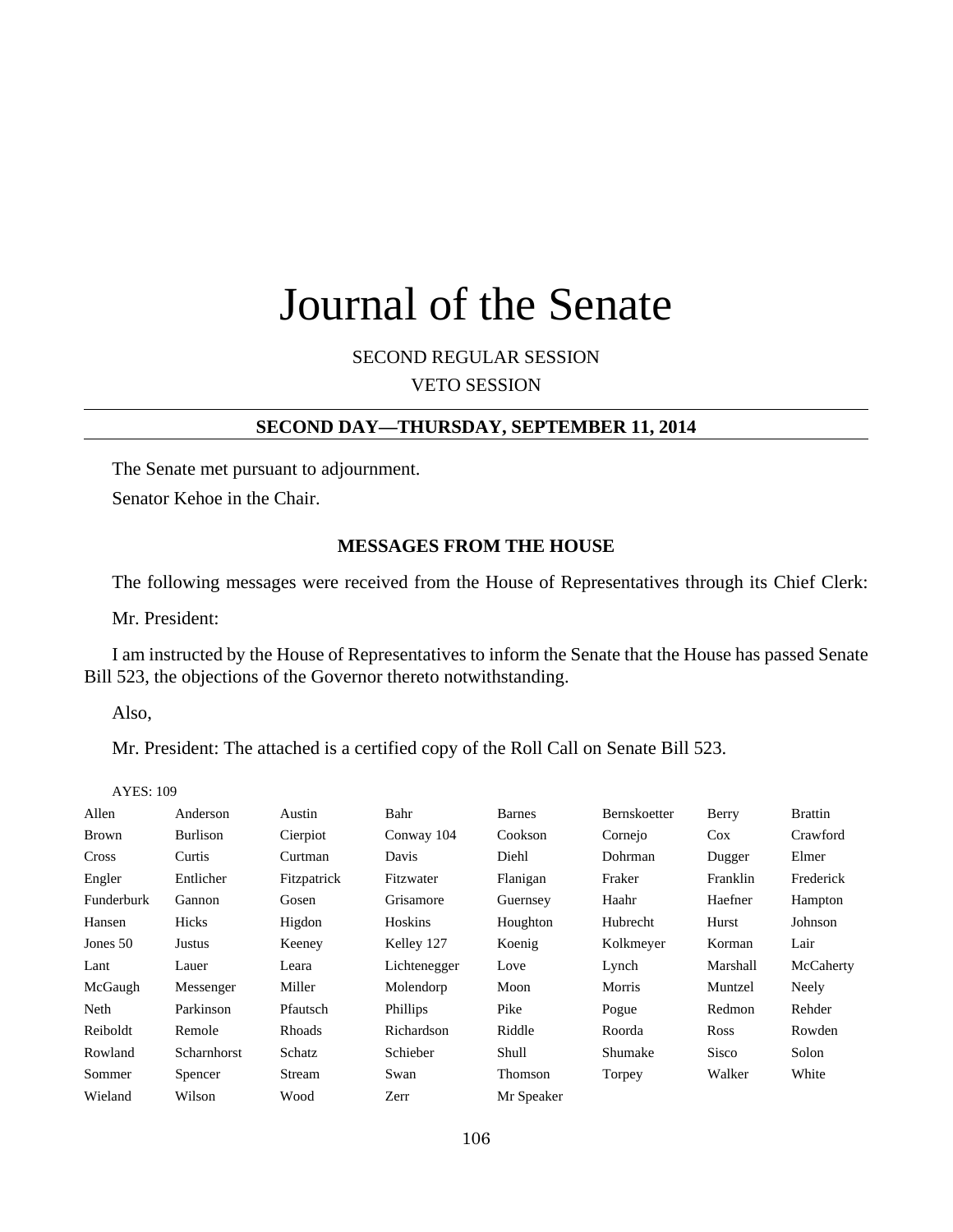# Journal of the Senate

SECOND REGULAR SESSION

VETO SESSION

---

**SECOND DAY—THURSDAY, SEPTEMBER 11, 2014**

---

The Senate met pursuant to adjournment.

Senator Kehoe in the Chair.

**MESSAGES FROM THE HOUSE**

The following messages were received from the House of Representatives through its Chief Clerk:

Mr. President:

I am instructed by the House of Representatives to inform the Senate that the House has passed Senate Bill 523, the objections of the Governor thereto notwithstanding.

Also,

Mr. President: The attached is a certified copy of the Roll Call on Senate Bill 523.

AYES: 109

| | | | | | | | |
|---|---|---|---|---|---|---|---|
| Allen | Anderson | Austin | Bahr | Barnes | Bernskoetter | Berry | Brattin |
| Brown | Burlison | Cierpiot | Conway 104 | Cookson | Cornejo | Cox | Crawford |
| Cross | Curtis | Curtman | Davis | Diehl | Dohrman | Dugger | Elmer |
| Engler | Entlicher | Fitzpatrick | Fitzwater | Flanigan | Fraker | Franklin | Frederick |
| Funderburk | Gannon | Gosen | Grisamore | Guernsey | Haahr | Haefner | Hampton |
| Hansen | Hicks | Higdon | Hoskins | Houghton | Hubrecht | Hurst | Johnson |
| Jones 50 | Justus | Keeney | Kelley 127 | Koenig | Kolkmeyer | Korman | Lair |
| Lant | Lauer | Leara | Lichtenegger | Love | Lynch | Marshall | McCaherty |
| McGaugh | Messenger | Miller | Molendorp | Moon | Morris | Muntzel | Neely |
| Neth | Parkinson | Pfautsch | Phillips | Pike | Pogue | Redmon | Rehder |
| Reiboldt | Remole | Rhoads | Richardson | Riddle | Roorda | Ross | Rowden |
| Rowland | Scharnhorst | Schatz | Schieber | Shull | Shumake | Sisco | Solon |
| Sommer | Spencer | Stream | Swan | Thomson | Torpey | Walker | White |
| Wieland | Wilson | Wood | Zerr | Mr Speaker | | | |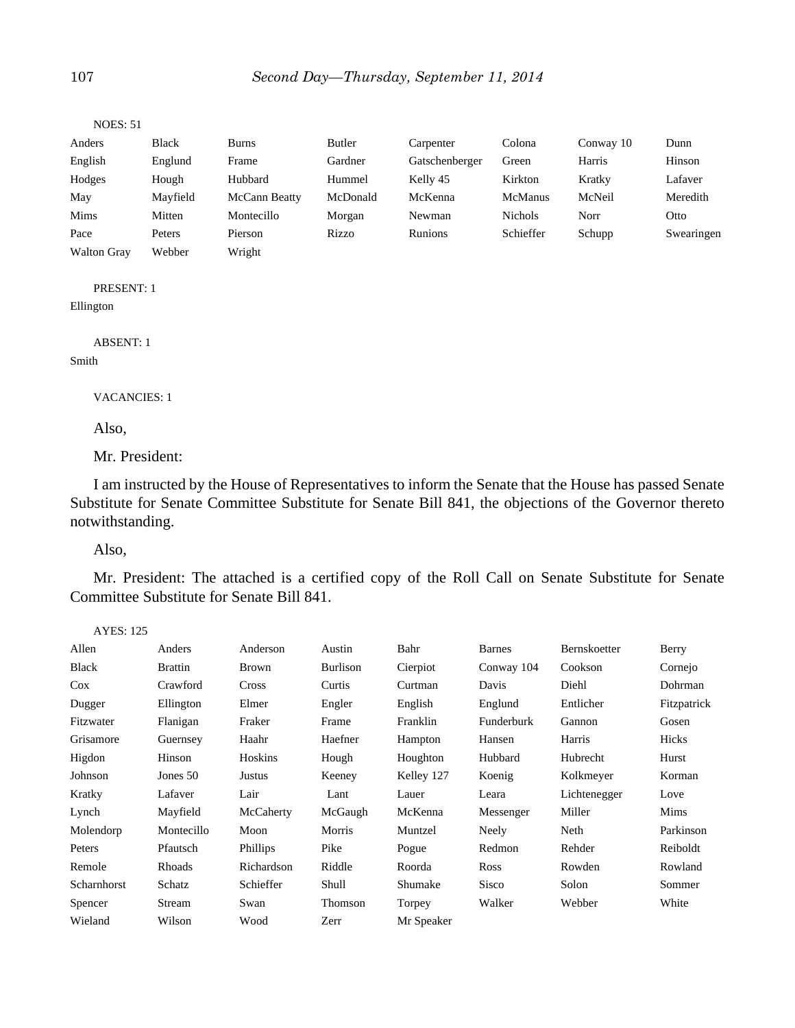NOES: 51

| | | | | | | | |
|---|---|---|---|---|---|---|---|
| Anders | Black | Burns | Butler | Carpenter | Colona | Conway 10 | Dunn |
| English | Englund | Frame | Gardner | Gatschenberger | Green | Harris | Hinson |
| Hodges | Hough | Hubbard | Hummel | Kelly 45 | Kirkton | Kratky | Lafaver |
| May | Mayfield | McCann Beatty | McDonald | McKenna | McManus | McNeil | Meredith |
| Mims | Mitten | Montecillo | Morgan | Newman | Nichols | Norr | Otto |
| Pace | Peters | Pierson | Rizzo | Runions | Schieffer | Schupp | Swearingen |
| Walton Gray | Webber | Wright | | | | | |

PRESENT: 1

Ellington

ABSENT: 1

Smith

VACANCIES: 1

Also,

Mr. President:

I am instructed by the House of Representatives to inform the Senate that the House has passed Senate Substitute for Senate Committee Substitute for Senate Bill 841, the objections of the Governor thereto notwithstanding.

Also,

Mr. President: The attached is a certified copy of the Roll Call on Senate Substitute for Senate Committee Substitute for Senate Bill 841.

AYES: 125

| | | | | | | | |
|---|---|---|---|---|---|---|---|
| Allen | Anders | Anderson | Austin | Bahr | Barnes | Bernskoetter | Berry |
| Black | Brattin | Brown | Burlison | Cierpiot | Conway 104 | Cookson | Cornejo |
| Cox | Crawford | Cross | Curtis | Curtman | Davis | Diehl | Dohrman |
| Dugger | Ellington | Elmer | Engler | English | Englund | Entlicher | Fitzpatrick |
| Fitzwater | Flanigan | Fraker | Frame | Franklin | Funderburk | Gannon | Gosen |
| Grisamore | Guernsey | Haahr | Haefner | Hampton | Hansen | Harris | Hicks |
| Higdon | Hinson | Hoskins | Hough | Houghton | Hubbard | Hubrecht | Hurst |
| Johnson | Jones 50 | Justus | Keeney | Kelley 127 | Koenig | Kolkmeyer | Korman |
| Kratky | Lafaver | Lair | Lant | Lauer | Leara | Lichtenegger | Love |
| Lynch | Mayfield | McCaherty | McGaugh | McKenna | Messenger | Miller | Mims |
| Molendorp | Montecillo | Moon | Morris | Muntzel | Neely | Neth | Parkinson |
| Peters | Pfautsch | Phillips | Pike | Pogue | Redmon | Rehder | Reiboldt |
| Remole | Rhoads | Richardson | Riddle | Roorda | Ross | Rowden | Rowland |
| Scharnhorst | Schatz | Schieffer | Shull | Shumake | Sisco | Solon | Sommer |
| Spencer | Stream | Swan | Thomson | Torpey | Walker | Webber | White |
| Wieland | Wilson | Wood | Zerr | Mr Speaker | | | |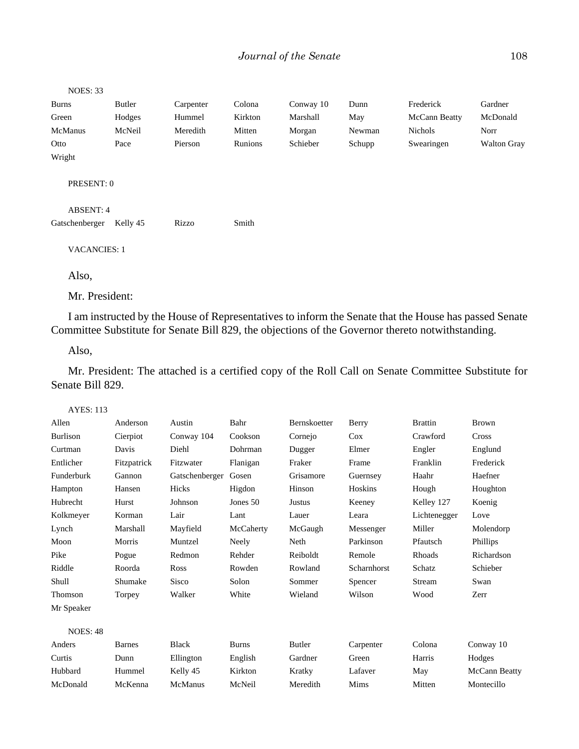NOES: 33

| | | | | | | | |
|---|---|---|---|---|---|---|---|
| Burns | Butler | Carpenter | Colona | Conway 10 | Dunn | Frederick | Gardner |
| Green | Hodges | Hummel | Kirkton | Marshall | May | McCann Beatty | McDonald |
| McManus | McNeil | Meredith | Mitten | Morgan | Newman | Nichols | Norr |
| Otto | Pace | Pierson | Runions | Schieber | Schupp | Swearingen | Walton Gray |
| Wright | | | | | | | |

PRESENT: 0

ABSENT: 4

| | | | |
|---|---|---|---|
| Gatschenberger | Kelly 45 | Rizzo | Smith |

VACANCIES: 1

Also,

Mr. President:

I am instructed by the House of Representatives to inform the Senate that the House has passed Senate Committee Substitute for Senate Bill 829, the objections of the Governor thereto notwithstanding.

Also,

Mr. President: The attached is a certified copy of the Roll Call on Senate Committee Substitute for Senate Bill 829.

AYES: 113

| | | | | | | | |
|---|---|---|---|---|---|---|---|
| Allen | Anderson | Austin | Bahr | Bernskoetter | Berry | Brattin | Brown |
| Burlison | Cierpiot | Conway 104 | Cookson | Cornejo | Cox | Crawford | Cross |
| Curtman | Davis | Diehl | Dohrman | Dugger | Elmer | Engler | Englund |
| Entlicher | Fitzpatrick | Fitzwater | Flanigan | Fraker | Frame | Franklin | Frederick |
| Funderburk | Gannon | Gatschenberger | Gosen | Grisamore | Guernsey | Haahr | Haefner |
| Hampton | Hansen | Hicks | Higdon | Hinson | Hoskins | Hough | Houghton |
| Hubrecht | Hurst | Johnson | Jones 50 | Justus | Keeney | Kelley 127 | Koenig |
| Kolkmeyer | Korman | Lair | Lant | Lauer | Leara | Lichtenegger | Love |
| Lynch | Marshall | Mayfield | McCaherty | McGaugh | Messenger | Miller | Molendorp |
| Moon | Morris | Muntzel | Neely | Neth | Parkinson | Pfautsch | Phillips |
| Pike | Pogue | Redmon | Rehder | Reiboldt | Remole | Rhoads | Richardson |
| Riddle | Roorda | Ross | Rowden | Rowland | Scharnhorst | Schatz | Schieber |
| Shull | Shumake | Sisco | Solon | Sommer | Spencer | Stream | Swan |
| Thomson | Torpey | Walker | White | Wieland | Wilson | Wood | Zerr |
| Mr Speaker | | | | | | | |

NOES: 48

| | | | | | | | |
|---|---|---|---|---|---|---|---|
| Anders | Barnes | Black | Burns | Butler | Carpenter | Colona | Conway 10 |
| Curtis | Dunn | Ellington | English | Gardner | Green | Harris | Hodges |
| Hubbard | Hummel | Kelly 45 | Kirkton | Kratky | Lafaver | May | McCann Beatty |
| McDonald | McKenna | McManus | McNeil | Meredith | Mims | Mitten | Montecillo |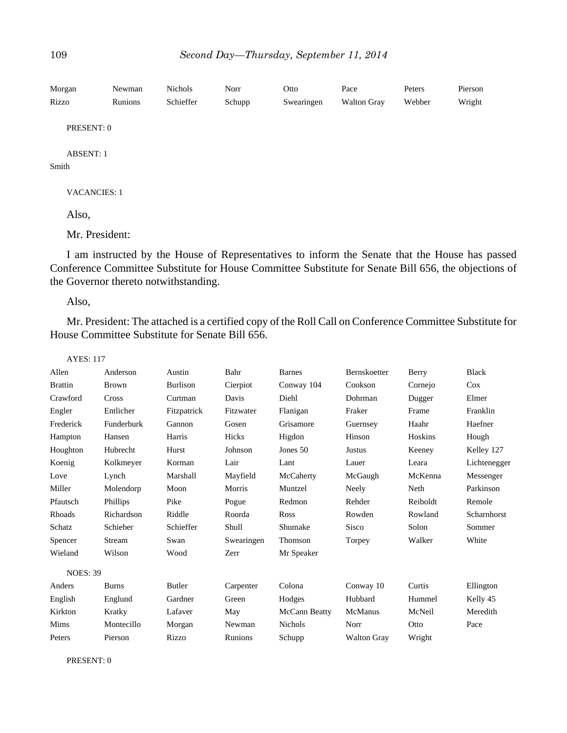| | | | | | | | |
|---|---|---|---|---|---|---|---|
| Morgan | Newman | Nichols | Norr | Otto | Pace | Peters | Pierson |
| Rizzo | Runions | Schieffer | Schupp | Swearingen | Walton Gray | Webber | Wright |

PRESENT: 0

ABSENT: 1

Smith

VACANCIES: 1

Also,

Mr. President:

I am instructed by the House of Representatives to inform the Senate that the House has passed Conference Committee Substitute for House Committee Substitute for Senate Bill 656, the objections of the Governor thereto notwithstanding.

Also,

Mr. President: The attached is a certified copy of the Roll Call on Conference Committee Substitute for House Committee Substitute for Senate Bill 656.

AYES: 117

| | | | | | | | |
|---|---|---|---|---|---|---|---|
| Allen | Anderson | Austin | Bahr | Barnes | Bernskoetter | Berry | Black |
| Brattin | Brown | Burlison | Cierpiot | Conway 104 | Cookson | Cornejo | Cox |
| Crawford | Cross | Curtman | Davis | Diehl | Dohrman | Dugger | Elmer |
| Engler | Entlicher | Fitzpatrick | Fitzwater | Flanigan | Fraker | Frame | Franklin |
| Frederick | Funderburk | Gannon | Gosen | Grisamore | Guernsey | Haahr | Haefner |
| Hampton | Hansen | Harris | Hicks | Higdon | Hinson | Hoskins | Hough |
| Houghton | Hubrecht | Hurst | Johnson | Jones 50 | Justus | Keeney | Kelley 127 |
| Koenig | Kolkmeyer | Korman | Lair | Lant | Lauer | Leara | Lichtenegger |
| Love | Lynch | Marshall | Mayfield | McCaherty | McGaugh | McKenna | Messenger |
| Miller | Molendorp | Moon | Morris | Muntzel | Neely | Neth | Parkinson |
| Pfautsch | Phillips | Pike | Pogue | Redmon | Rehder | Reiboldt | Remole |
| Rhoads | Richardson | Riddle | Roorda | Ross | Rowden | Rowland | Scharnhorst |
| Schatz | Schieber | Schieffer | Shull | Shumake | Sisco | Solon | Sommer |
| Spencer | Stream | Swan | Swearingen | Thomson | Torpey | Walker | White |
| Wieland | Wilson | Wood | Zerr | Mr Speaker | | | |

NOES: 39

| | | | | | | | |
|---|---|---|---|---|---|---|---|
| Anders | Burns | Butler | Carpenter | Colona | Conway 10 | Curtis | Ellington |
| English | Englund | Gardner | Green | Hodges | Hubbard | Hummel | Kelly 45 |
| Kirkton | Kratky | Lafaver | May | McCann Beatty | McManus | McNeil | Meredith |
| Mims | Montecillo | Morgan | Newman | Nichols | Norr | Otto | Pace |
| Peters | Pierson | Rizzo | Runions | Schupp | Walton Gray | Wright | |

PRESENT: 0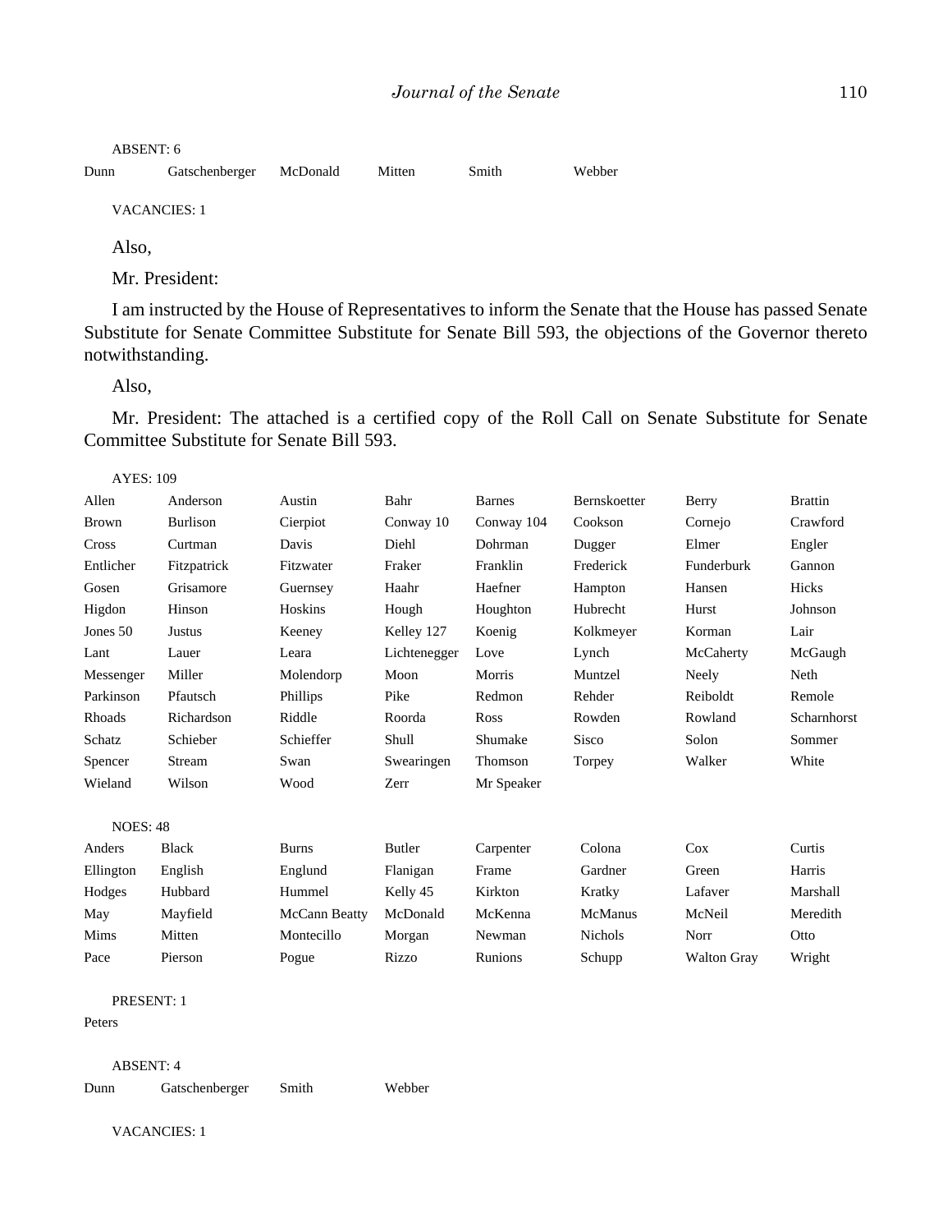ABSENT: 6

| | | | | | |
|---|---|---|---|---|---|
| Dunn | Gatschenberger | McDonald | Mitten | Smith | Webber |

VACANCIES: 1

Also,

Mr. President:

I am instructed by the House of Representatives to inform the Senate that the House has passed Senate Substitute for Senate Committee Substitute for Senate Bill 593, the objections of the Governor thereto notwithstanding.

Also,

Mr. President: The attached is a certified copy of the Roll Call on Senate Substitute for Senate Committee Substitute for Senate Bill 593.

AYES: 109

| | | | | | | | |
|---|---|---|---|---|---|---|---|
| Allen | Anderson | Austin | Bahr | Barnes | Bernskoetter | Berry | Brattin |
| Brown | Burlison | Cierpiot | Conway 10 | Conway 104 | Cookson | Cornejo | Crawford |
| Cross | Curtman | Davis | Diehl | Dohrman | Dugger | Elmer | Engler |
| Entlicher | Fitzpatrick | Fitzwater | Fraker | Franklin | Frederick | Funderburk | Gannon |
| Gosen | Grisamore | Guernsey | Haahr | Haefner | Hampton | Hansen | Hicks |
| Higdon | Hinson | Hoskins | Hough | Houghton | Hubrecht | Hurst | Johnson |
| Jones 50 | Justus | Keeney | Kelley 127 | Koenig | Kolkmeyer | Korman | Lair |
| Lant | Lauer | Leara | Lichtenegger | Love | Lynch | McCaherty | McGaugh |
| Messenger | Miller | Molendorp | Moon | Morris | Muntzel | Neely | Neth |
| Parkinson | Pfautsch | Phillips | Pike | Redmon | Rehder | Reiboldt | Remole |
| Rhoads | Richardson | Riddle | Roorda | Ross | Rowden | Rowland | Scharnhorst |
| Schatz | Schieber | Schieffer | Shull | Shumake | Sisco | Solon | Sommer |
| Spencer | Stream | Swan | Swearingen | Thomson | Torpey | Walker | White |
| Wieland | Wilson | Wood | Zerr | Mr Speaker | | | |

NOES: 48

| | | | | | | | |
|---|---|---|---|---|---|---|---|
| Anders | Black | Burns | Butler | Carpenter | Colona | Cox | Curtis |
| Ellington | English | Englund | Flanigan | Frame | Gardner | Green | Harris |
| Hodges | Hubbard | Hummel | Kelly 45 | Kirkton | Kratky | Lafaver | Marshall |
| May | Mayfield | McCann Beatty | McDonald | McKenna | McManus | McNeil | Meredith |
| Mims | Mitten | Montecillo | Morgan | Newman | Nichols | Norr | Otto |
| Pace | Pierson | Pogue | Rizzo | Runions | Schupp | Walton Gray | Wright |

PRESENT: 1

Peters

ABSENT: 4

| | | | |
|---|---|---|---|
| Dunn | Gatschenberger | Smith | Webber |

VACANCIES: 1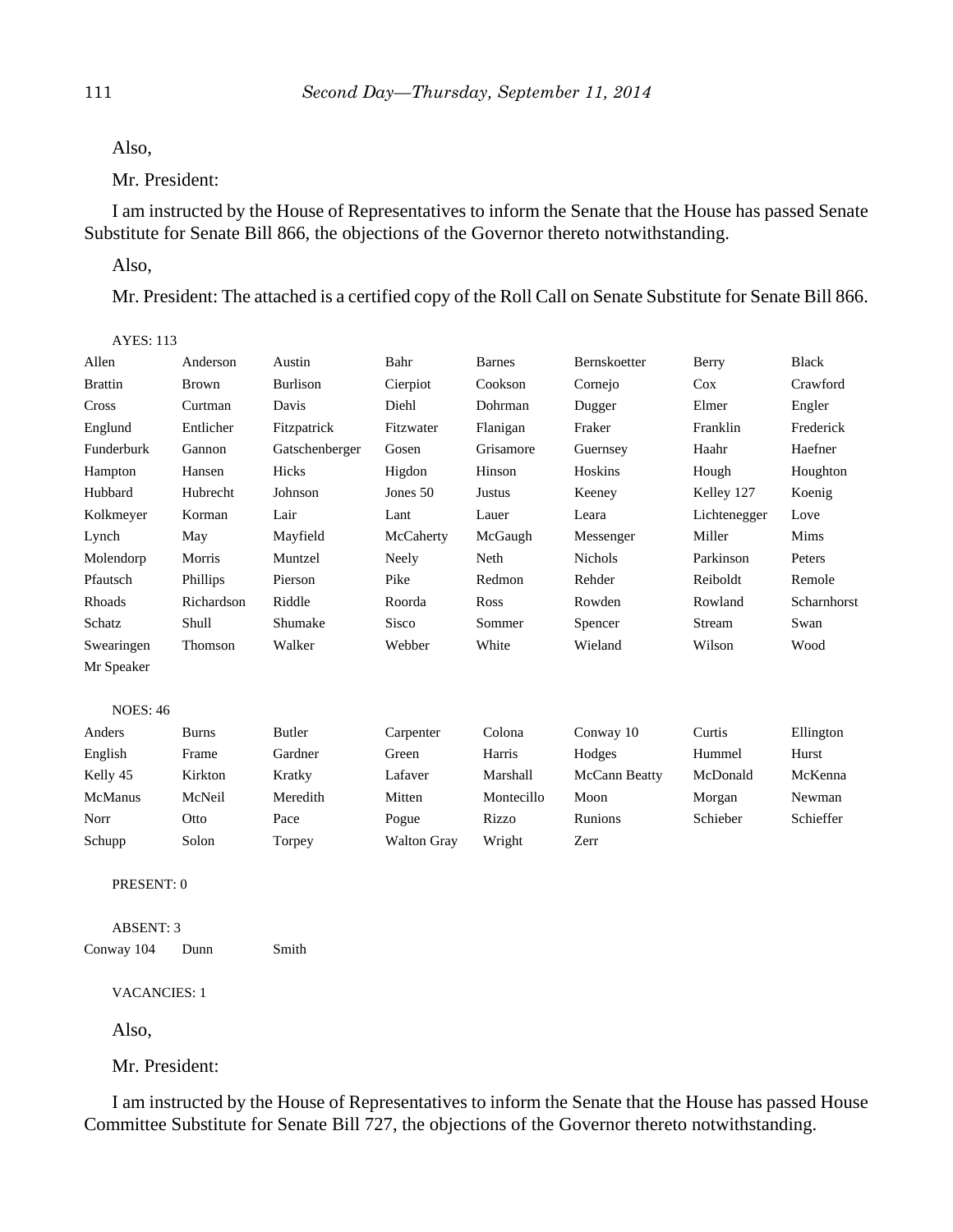Also,

Mr. President:

I am instructed by the House of Representatives to inform the Senate that the House has passed Senate Substitute for Senate Bill 866, the objections of the Governor thereto notwithstanding.

Also,

Mr. President: The attached is a certified copy of the Roll Call on Senate Substitute for Senate Bill 866.

AYES: 113

| | | | | | | | |
|---|---|---|---|---|---|---|---|
| Allen | Anderson | Austin | Bahr | Barnes | Bernskoetter | Berry | Black |
| Brattin | Brown | Burlison | Cierpiot | Cookson | Cornejo | Cox | Crawford |
| Cross | Curtman | Davis | Diehl | Dohrman | Dugger | Elmer | Engler |
| Englund | Entlicher | Fitzpatrick | Fitzwater | Flanigan | Fraker | Franklin | Frederick |
| Funderburk | Gannon | Gatschenberger | Gosen | Grisamore | Guernsey | Haahr | Haefner |
| Hampton | Hansen | Hicks | Higdon | Hinson | Hoskins | Hough | Houghton |
| Hubbard | Hubrecht | Johnson | Jones 50 | Justus | Keeney | Kelley 127 | Koenig |
| Kolkmeyer | Korman | Lair | Lant | Lauer | Leara | Lichtenegger | Love |
| Lynch | May | Mayfield | McCaherty | McGaugh | Messenger | Miller | Mims |
| Molendorp | Morris | Muntzel | Neely | Neth | Nichols | Parkinson | Peters |
| Pfautsch | Phillips | Pierson | Pike | Redmon | Rehder | Reiboldt | Remole |
| Rhoads | Richardson | Riddle | Roorda | Ross | Rowden | Rowland | Scharnhorst |
| Schatz | Shull | Shumake | Sisco | Sommer | Spencer | Stream | Swan |
| Swearingen | Thomson | Walker | Webber | White | Wieland | Wilson | Wood |
| Mr Speaker | | | | | | | |

NOES: 46

| | | | | | | | |
|---|---|---|---|---|---|---|---|
| Anders | Burns | Butler | Carpenter | Colona | Conway 10 | Curtis | Ellington |
| English | Frame | Gardner | Green | Harris | Hodges | Hummel | Hurst |
| Kelly 45 | Kirkton | Kratky | Lafaver | Marshall | McCann Beatty | McDonald | McKenna |
| McManus | McNeil | Meredith | Mitten | Montecillo | Moon | Morgan | Newman |
| Norr | Otto | Pace | Pogue | Rizzo | Runions | Schieber | Schieffer |
| Schupp | Solon | Torpey | Walton Gray | Wright | Zerr | | |

PRESENT: 0

ABSENT: 3

| | | |
|---|---|---|
| Conway 104 | Dunn | Smith |

VACANCIES: 1

Also,

Mr. President:

I am instructed by the House of Representatives to inform the Senate that the House has passed House Committee Substitute for Senate Bill 727, the objections of the Governor thereto notwithstanding.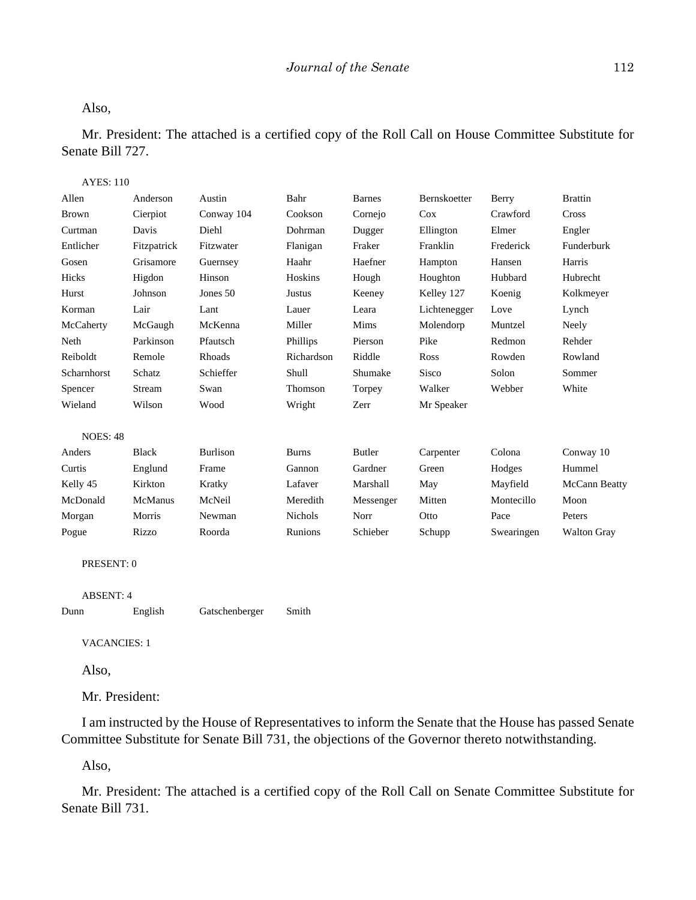Also,

Mr. President: The attached is a certified copy of the Roll Call on House Committee Substitute for Senate Bill 727.

AYES: 110

| | | | | | | | |
|---|---|---|---|---|---|---|---|
| Allen | Anderson | Austin | Bahr | Barnes | Bernskoetter | Berry | Brattin |
| Brown | Cierpiot | Conway 104 | Cookson | Cornejo | Cox | Crawford | Cross |
| Curtman | Davis | Diehl | Dohrman | Dugger | Ellington | Elmer | Engler |
| Entlicher | Fitzpatrick | Fitzwater | Flanigan | Fraker | Franklin | Frederick | Funderburk |
| Gosen | Grisamore | Guernsey | Haahr | Haefner | Hampton | Hansen | Harris |
| Hicks | Higdon | Hinson | Hoskins | Hough | Houghton | Hubbard | Hubrecht |
| Hurst | Johnson | Jones 50 | Justus | Keeney | Kelley 127 | Koenig | Kolkmeyer |
| Korman | Lair | Lant | Lauer | Leara | Lichtenegger | Love | Lynch |
| McCaherty | McGaugh | McKenna | Miller | Mims | Molendorp | Muntzel | Neely |
| Neth | Parkinson | Pfautsch | Phillips | Pierson | Pike | Redmon | Rehder |
| Reiboldt | Remole | Rhoads | Richardson | Riddle | Ross | Rowden | Rowland |
| Scharnhorst | Schatz | Schieffer | Shull | Shumake | Sisco | Solon | Sommer |
| Spencer | Stream | Swan | Thomson | Torpey | Walker | Webber | White |
| Wieland | Wilson | Wood | Wright | Zerr | Mr Speaker | | |

NOES: 48

| | | | | | | | |
|---|---|---|---|---|---|---|---|
| Anders | Black | Burlison | Burns | Butler | Carpenter | Colona | Conway 10 |
| Curtis | Englund | Frame | Gannon | Gardner | Green | Hodges | Hummel |
| Kelly 45 | Kirkton | Kratky | Lafaver | Marshall | May | Mayfield | McCann Beatty |
| McDonald | McManus | McNeil | Meredith | Messenger | Mitten | Montecillo | Moon |
| Morgan | Morris | Newman | Nichols | Norr | Otto | Pace | Peters |
| Pogue | Rizzo | Roorda | Runions | Schieber | Schupp | Swearingen | Walton Gray |

PRESENT: 0

ABSENT: 4

| | | | |
|---|---|---|---|
| Dunn | English | Gatschenberger | Smith |

VACANCIES: 1

Also,

Mr. President:

I am instructed by the House of Representatives to inform the Senate that the House has passed Senate Committee Substitute for Senate Bill 731, the objections of the Governor thereto notwithstanding.

Also,

Mr. President: The attached is a certified copy of the Roll Call on Senate Committee Substitute for Senate Bill 731.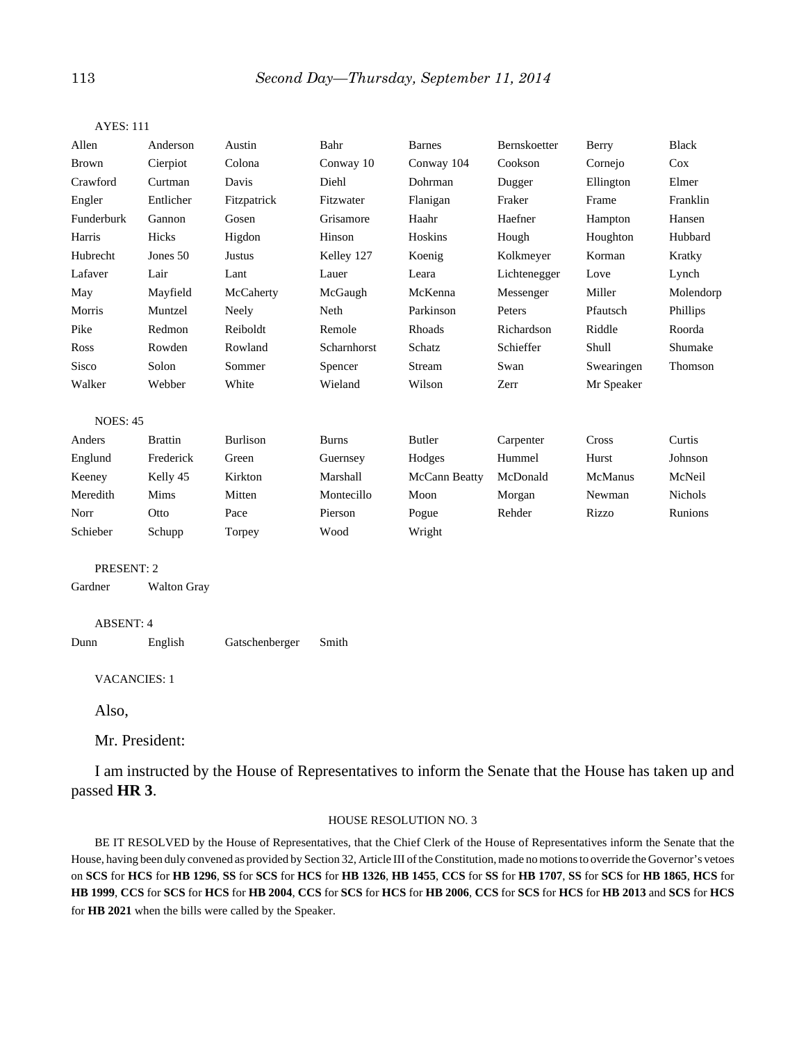AYES: 111

| | | | | | | | |
|---|---|---|---|---|---|---|---|
| Allen | Anderson | Austin | Bahr | Barnes | Bernskoetter | Berry | Black |
| Brown | Cierpiot | Colona | Conway 10 | Conway 104 | Cookson | Cornejo | Cox |
| Crawford | Curtman | Davis | Diehl | Dohrman | Dugger | Ellington | Elmer |
| Engler | Entlicher | Fitzpatrick | Fitzwater | Flanigan | Fraker | Frame | Franklin |
| Funderburk | Gannon | Gosen | Grisamore | Haahr | Haefner | Hampton | Hansen |
| Harris | Hicks | Higdon | Hinson | Hoskins | Hough | Houghton | Hubbard |
| Hubrecht | Jones 50 | Justus | Kelley 127 | Koenig | Kolkmeyer | Korman | Kratky |
| Lafaver | Lair | Lant | Lauer | Leara | Lichtenegger | Love | Lynch |
| May | Mayfield | McCaherty | McGaugh | McKenna | Messenger | Miller | Molendorp |
| Morris | Muntzel | Neely | Neth | Parkinson | Peters | Pfautsch | Phillips |
| Pike | Redmon | Reiboldt | Remole | Rhoads | Richardson | Riddle | Roorda |
| Ross | Rowden | Rowland | Scharnhorst | Schatz | Schieffer | Shull | Shumake |
| Sisco | Solon | Sommer | Spencer | Stream | Swan | Swearingen | Thomson |
| Walker | Webber | White | Wieland | Wilson | Zerr | Mr Speaker | |

NOES: 45

| | | | | | | | |
|---|---|---|---|---|---|---|---|
| Anders | Brattin | Burlison | Burns | Butler | Carpenter | Cross | Curtis |
| Englund | Frederick | Green | Guernsey | Hodges | Hummel | Hurst | Johnson |
| Keeney | Kelly 45 | Kirkton | Marshall | McCann Beatty | McDonald | McManus | McNeil |
| Meredith | Mims | Mitten | Montecillo | Moon | Morgan | Newman | Nichols |
| Norr | Otto | Pace | Pierson | Pogue | Rehder | Rizzo | Runions |
| Schieber | Schupp | Torpey | Wood | Wright | | | |

PRESENT: 2

Gardner Walton Gray

ABSENT: 4

Dunn English Gatschenberger Smith

VACANCIES: 1

Also,

Mr. President:

I am instructed by the House of Representatives to inform the Senate that the House has taken up and passed **HR 3**.

HOUSE RESOLUTION NO. 3

BE IT RESOLVED by the House of Representatives, that the Chief Clerk of the House of Representatives inform the Senate that the House, having been duly convened as provided by Section 32, Article III of the Constitution, made no motions to override the Governor's vetoes on **SCS** for **HCS** for **HB 1296**, **SS** for **SCS** for **HCS** for **HB 1326**, **HB 1455**, **CCS** for **SS** for **HB 1707**, **SS** for **SCS** for **HB 1865**, **HCS** for **HB 1999**, **CCS** for **SCS** for **HCS** for **HB 2004**, **CCS** for **SCS** for **HCS** for **HB 2006**, **CCS** for **SCS** for **HCS** for **HB 2013** and **SCS** for **HCS** for **HB 2021** when the bills were called by the Speaker.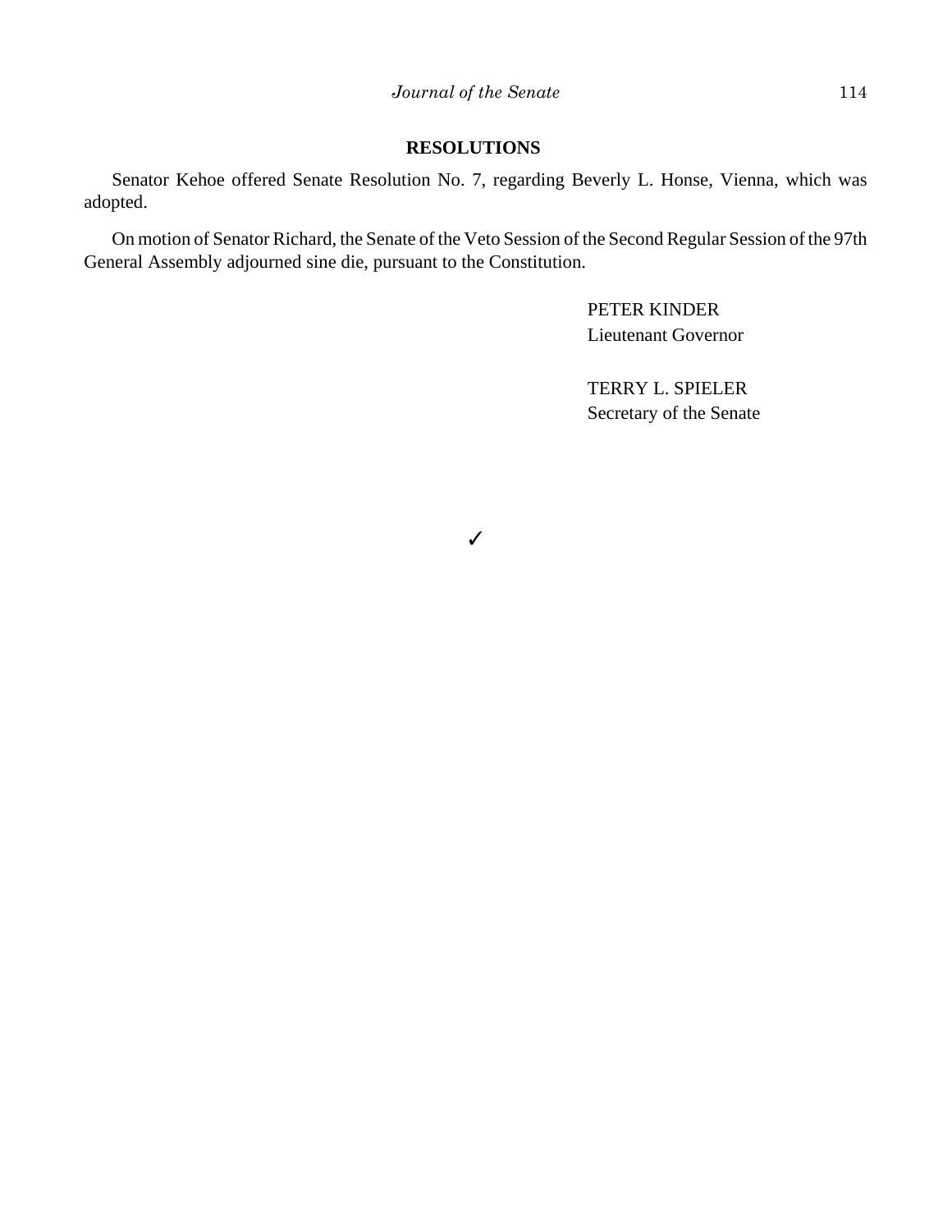## RESOLUTIONS

Senator Kehoe offered Senate Resolution No. 7, regarding Beverly L. Honse, Vienna, which was adopted.

On motion of Senator Richard, the Senate of the Veto Session of the Second Regular Session of the 97th General Assembly adjourned sine die, pursuant to the Constitution.

PETER KINDER
Lieutenant Governor

TERRY L. SPIELER
Secretary of the Senate

✓